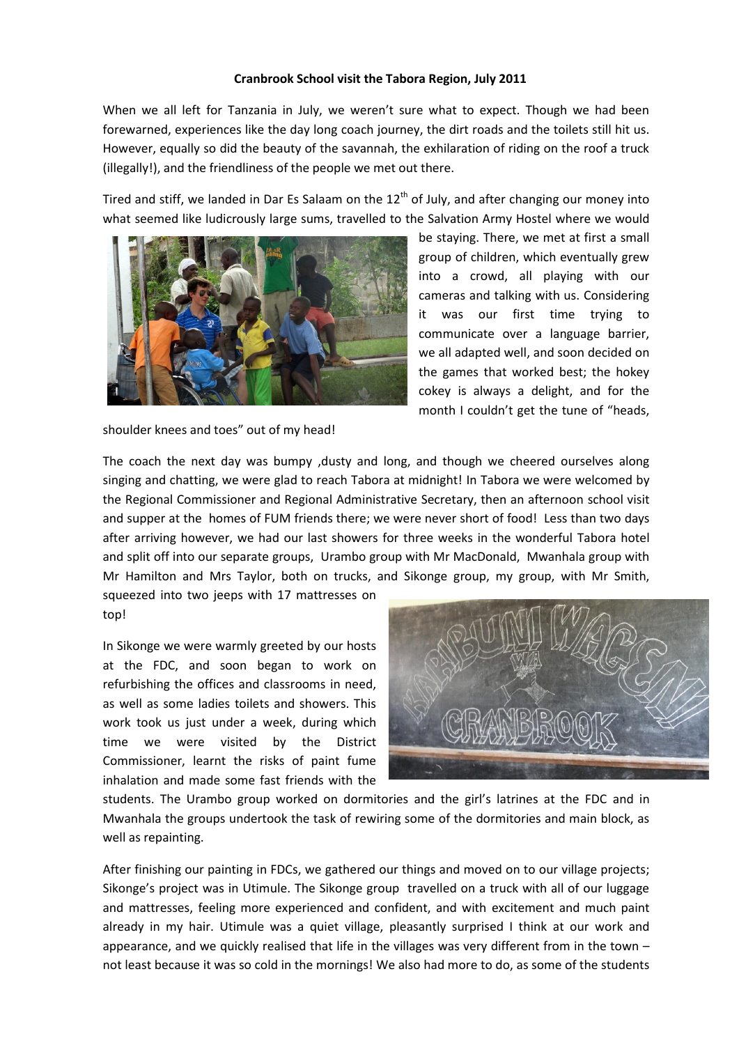**Cranbrook School visit the Tabora Region, July 2011**

When we all left for Tanzania in July, we weren't sure what to expect. Though we had been forewarned, experiences like the day long coach journey, the dirt roads and the toilets still hit us. However, equally so did the beauty of the savannah, the exhilaration of riding on the roof a truck (illegally!), and the friendliness of the people we met out there.

Tired and stiff, we landed in Dar Es Salaam on the 12th of July, and after changing our money into what seemed like ludicrously large sums, travelled to the Salvation Army Hostel where we would be staying. There, we met at first a small group of children, which eventually grew into a crowd, all playing with our cameras and talking with us. Considering it was our first time trying to communicate over a language barrier, we all adapted well, and soon decided on the games that worked best; the hokey cokey is always a delight, and for the month I couldn't get the tune of "heads, shoulder knees and toes" out of my head!

The coach the next day was bumpy ,dusty and long, and though we cheered ourselves along singing and chatting, we were glad to reach Tabora at midnight! In Tabora we were welcomed by the Regional Commissioner and Regional Administrative Secretary, then an afternoon school visit and supper at the homes of FUM friends there; we were never short of food! Less than two days after arriving however, we had our last showers for three weeks in the wonderful Tabora hotel and split off into our separate groups, Urambo group with Mr MacDonald, Mwanhala group with Mr Hamilton and Mrs Taylor, both on trucks, and Sikonge group, my group, with Mr Smith, squeezed into two jeeps with 17 mattresses on top!

In Sikonge we were warmly greeted by our hosts at the FDC, and soon began to work on refurbishing the offices and classrooms in need, as well as some ladies toilets and showers. This work took us just under a week, during which time we were visited by the District Commissioner, learnt the risks of paint fume inhalation and made some fast friends with the students. The Urambo group worked on dormitories and the girl's latrines at the FDC and in Mwanhala the groups undertook the task of rewiring some of the dormitories and main block, as well as repainting.

After finishing our painting in FDCs, we gathered our things and moved on to our village projects; Sikonge's project was in Utimule. The Sikonge group travelled on a truck with all of our luggage and mattresses, feeling more experienced and confident, and with excitement and much paint already in my hair. Utimule was a quiet village, pleasantly surprised I think at our work and appearance, and we quickly realised that life in the villages was very different from in the town – not least because it was so cold in the mornings! We also had more to do, as some of the students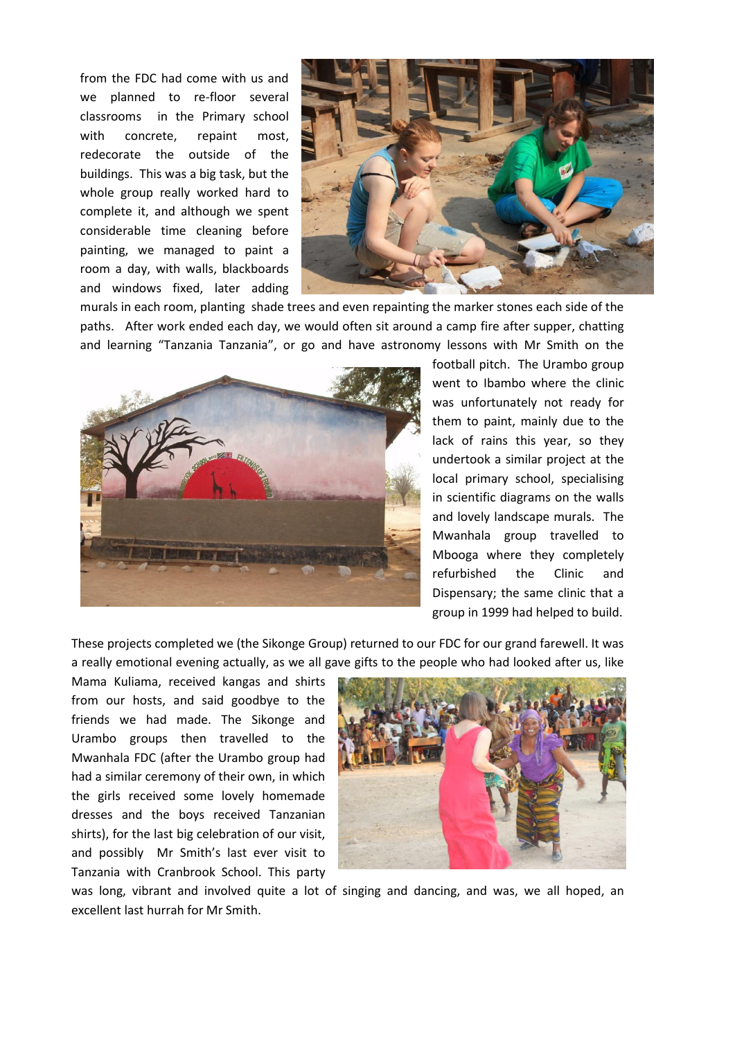from the FDC had come with us and we planned to re-floor several classrooms in the Primary school with concrete, repaint most, redecorate the outside of the buildings. This was a big task, but the whole group really worked hard to complete it, and although we spent considerable time cleaning before painting, we managed to paint a room a day, with walls, blackboards and windows fixed, later adding murals in each room, planting shade trees and even repainting the marker stones each side of the paths. After work ended each day, we would often sit around a camp fire after supper, chatting and learning "Tanzania Tanzania", or go and have astronomy lessons with Mr Smith on the football pitch. The Urambo group went to Ibambo where the clinic was unfortunately not ready for them to paint, mainly due to the lack of rains this year, so they undertook a similar project at the local primary school, specialising in scientific diagrams on the walls and lovely landscape murals. The Mwanhala group travelled to Mbooga where they completely refurbished the Clinic and Dispensary; the same clinic that a group in 1999 had helped to build.

These projects completed we (the Sikonge Group) returned to our FDC for our grand farewell. It was a really emotional evening actually, as we all gave gifts to the people who had looked after us, like Mama Kuliama, received kangas and shirts from our hosts, and said goodbye to the friends we had made. The Sikonge and Urambo groups then travelled to the Mwanhala FDC (after the Urambo group had had a similar ceremony of their own, in which the girls received some lovely homemade dresses and the boys received Tanzanian shirts), for the last big celebration of our visit, and possibly Mr Smith's last ever visit to Tanzania with Cranbrook School. This party was long, vibrant and involved quite a lot of singing and dancing, and was, we all hoped, an excellent last hurrah for Mr Smith.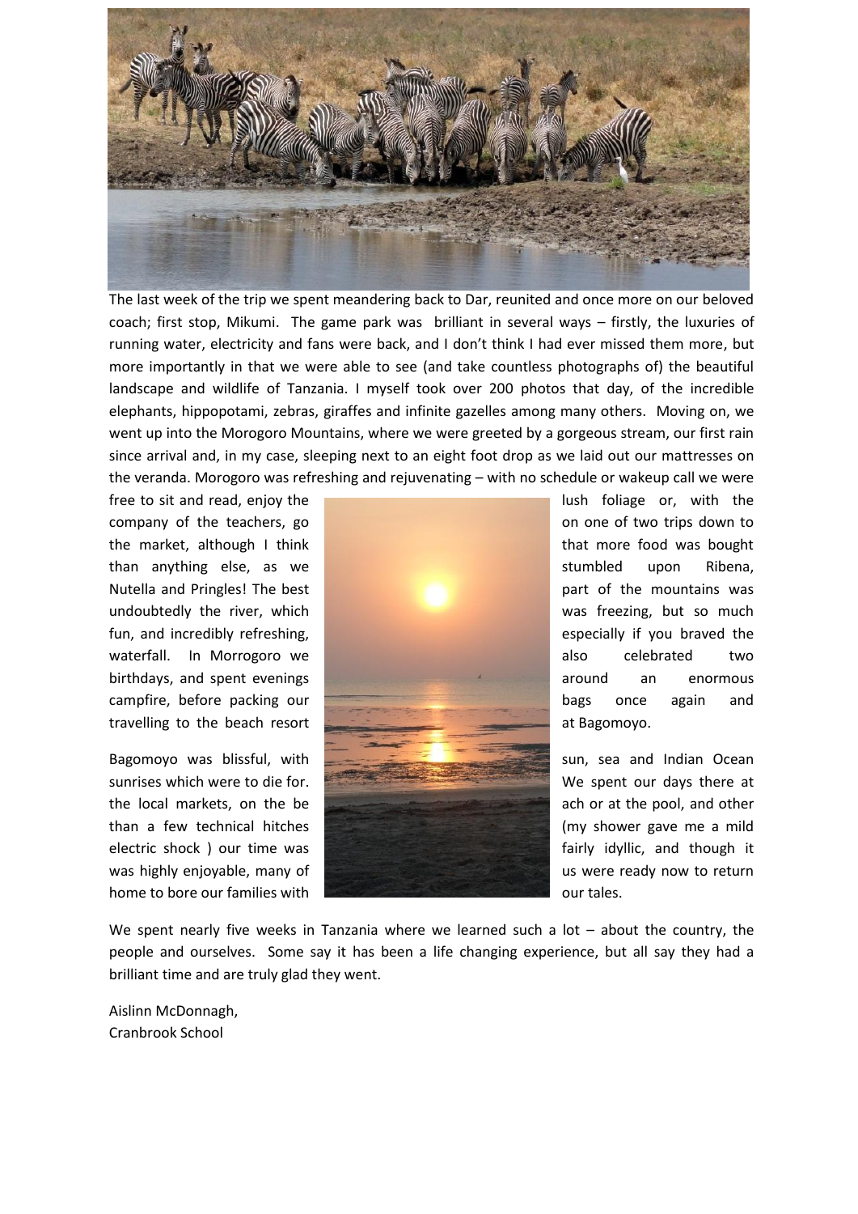The last week of the trip we spent meandering back to Dar, reunited and once more on our beloved coach; first stop, Mikumi. The game park was brilliant in several ways – firstly, the luxuries of running water, electricity and fans were back, and I don't think I had ever missed them more, but more importantly in that we were able to see (and take countless photographs of) the beautiful landscape and wildlife of Tanzania. I myself took over 200 photos that day, of the incredible elephants, hippopotami, zebras, giraffes and infinite gazelles among many others. Moving on, we went up into the Morogoro Mountains, where we were greeted by a gorgeous stream, our first rain since arrival and, in my case, sleeping next to an eight foot drop as we laid out our mattresses on the veranda. Morogoro was refreshing and rejuvenating – with no schedule or wakeup call we were free to sit and read, enjoy the lush foliage or, with the company of the teachers, go on one of two trips down to the market, although I think that more food was bought than anything else, as we stumbled upon Ribena, Nutella and Pringles! The best part of the mountains was undoubtedly the river, which was freezing, but so much fun, and incredibly refreshing, especially if you braved the waterfall. In Morrogoro we also celebrated two birthdays, and spent evenings around an enormous campfire, before packing our bags once again and travelling to the beach resort at Bagomoyo.

Bagomoyo was blissful, with sun, sea and Indian Ocean sunrises which were to die for. We spent our days there at the local markets, on the beach or at the pool, and other than a few technical hitches (my shower gave me a mild electric shock ) our time was fairly idyllic, and though it was highly enjoyable, many of us were ready now to return home to bore our families with our tales.

We spent nearly five weeks in Tanzania where we learned such a lot – about the country, the people and ourselves. Some say it has been a life changing experience, but all say they had a brilliant time and are truly glad they went.

Aislinn McDonnagh,
Cranbrook School